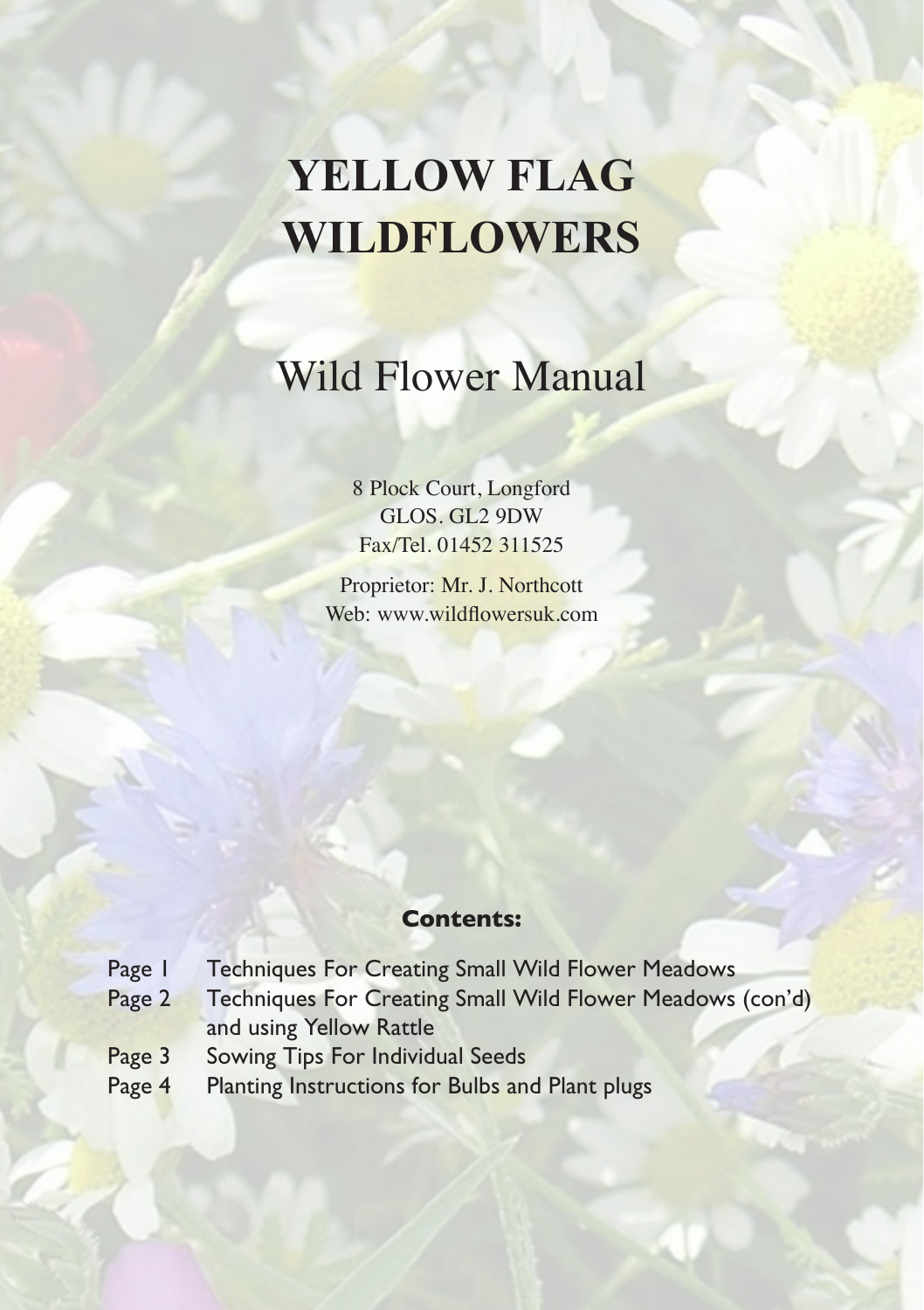# YELLOW FLAG WILDFLOWERS

## Wild Flower Manual

8 Plock Court, Longford
GLOS. GL2 9DW
Fax/Tel. 01452 311525

Proprietor: Mr. J. Northcott
Web: www.wildflowersuk.com

**Contents:**

| | |
|---|---|
| Page 1 | Techniques For Creating Small Wild Flower Meadows |
| Page 2 | Techniques For Creating Small Wild Flower Meadows (con'd) and using Yellow Rattle |
| Page 3 | Sowing Tips For Individual Seeds |
| Page 4 | Planting Instructions for Bulbs and Plant plugs |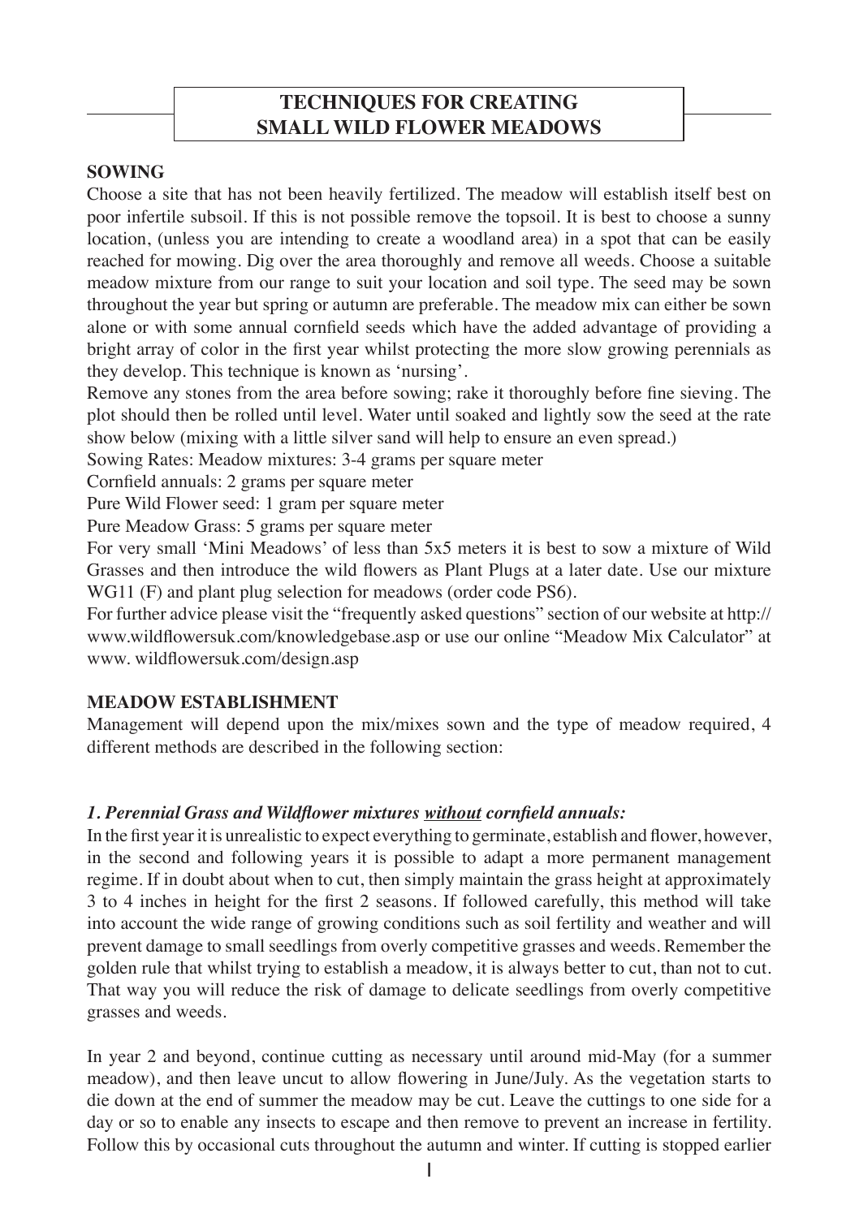# TECHNIQUES FOR CREATING SMALL WILD FLOWER MEADOWS

**SOWING**

Choose a site that has not been heavily fertilized. The meadow will establish itself best on poor infertile subsoil. If this is not possible remove the topsoil. It is best to choose a sunny location, (unless you are intending to create a woodland area) in a spot that can be easily reached for mowing. Dig over the area thoroughly and remove all weeds. Choose a suitable meadow mixture from our range to suit your location and soil type. The seed may be sown throughout the year but spring or autumn are preferable. The meadow mix can either be sown alone or with some annual cornfield seeds which have the added advantage of providing a bright array of color in the first year whilst protecting the more slow growing perennials as they develop. This technique is known as 'nursing'.

Remove any stones from the area before sowing; rake it thoroughly before fine sieving. The plot should then be rolled until level. Water until soaked and lightly sow the seed at the rate show below (mixing with a little silver sand will help to ensure an even spread.)

Sowing Rates: Meadow mixtures: 3-4 grams per square meter

Cornfield annuals: 2 grams per square meter

Pure Wild Flower seed: 1 gram per square meter

Pure Meadow Grass: 5 grams per square meter

For very small 'Mini Meadows' of less than 5x5 meters it is best to sow a mixture of Wild Grasses and then introduce the wild flowers as Plant Plugs at a later date. Use our mixture WG11 (F) and plant plug selection for meadows (order code PS6).

For further advice please visit the "frequently asked questions" section of our website at http://www.wildflowersuk.com/knowledgebase.asp or use our online "Meadow Mix Calculator" at www. wildflowersuk.com/design.asp

**MEADOW ESTABLISHMENT**

Management will depend upon the mix/mixes sown and the type of meadow required, 4 different methods are described in the following section:

***1. Perennial Grass and Wildflower mixtures <u>without</u> cornfield annuals:***

In the first year it is unrealistic to expect everything to germinate, establish and flower, however, in the second and following years it is possible to adapt a more permanent management regime. If in doubt about when to cut, then simply maintain the grass height at approximately 3 to 4 inches in height for the first 2 seasons. If followed carefully, this method will take into account the wide range of growing conditions such as soil fertility and weather and will prevent damage to small seedlings from overly competitive grasses and weeds. Remember the golden rule that whilst trying to establish a meadow, it is always better to cut, than not to cut. That way you will reduce the risk of damage to delicate seedlings from overly competitive grasses and weeds.

In year 2 and beyond, continue cutting as necessary until around mid-May (for a summer meadow), and then leave uncut to allow flowering in June/July. As the vegetation starts to die down at the end of summer the meadow may be cut. Leave the cuttings to one side for a day or so to enable any insects to escape and then remove to prevent an increase in fertility. Follow this by occasional cuts throughout the autumn and winter. If cutting is stopped earlier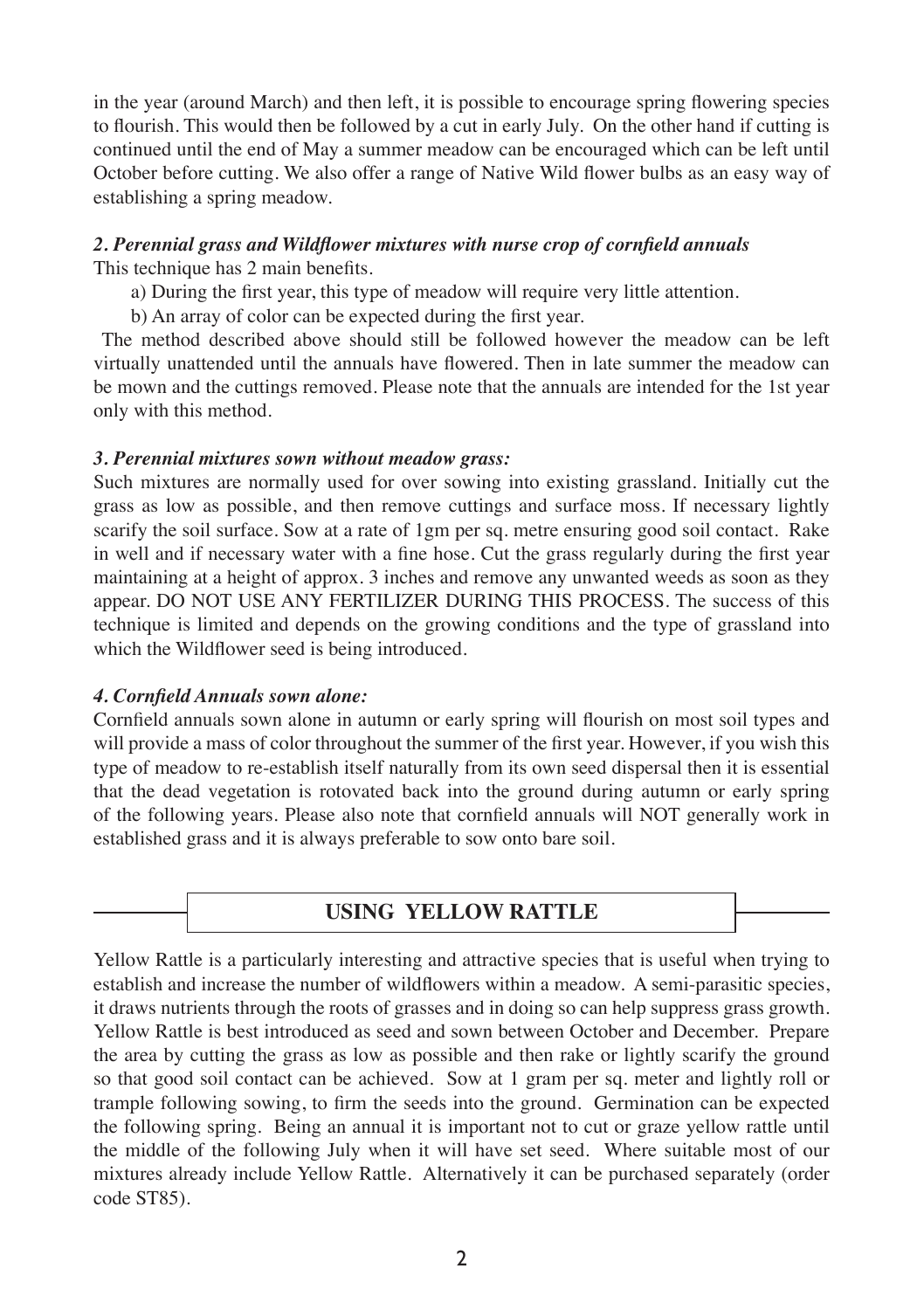in the year (around March) and then left, it is possible to encourage spring flowering species to flourish. This would then be followed by a cut in early July. On the other hand if cutting is continued until the end of May a summer meadow can be encouraged which can be left until October before cutting. We also offer a range of Native Wild flower bulbs as an easy way of establishing a spring meadow.

***2. Perennial grass and Wildflower mixtures with nurse crop of cornfield annuals***

This technique has 2 main benefits.

a) During the first year, this type of meadow will require very little attention.

b) An array of color can be expected during the first year.

The method described above should still be followed however the meadow can be left virtually unattended until the annuals have flowered. Then in late summer the meadow can be mown and the cuttings removed. Please note that the annuals are intended for the 1st year only with this method.

***3. Perennial mixtures sown without meadow grass:***

Such mixtures are normally used for over sowing into existing grassland. Initially cut the grass as low as possible, and then remove cuttings and surface moss. If necessary lightly scarify the soil surface. Sow at a rate of 1gm per sq. metre ensuring good soil contact. Rake in well and if necessary water with a fine hose. Cut the grass regularly during the first year maintaining at a height of approx. 3 inches and remove any unwanted weeds as soon as they appear. DO NOT USE ANY FERTILIZER DURING THIS PROCESS. The success of this technique is limited and depends on the growing conditions and the type of grassland into which the Wildflower seed is being introduced.

***4. Cornfield Annuals sown alone:***

Cornfield annuals sown alone in autumn or early spring will flourish on most soil types and will provide a mass of color throughout the summer of the first year. However, if you wish this type of meadow to re-establish itself naturally from its own seed dispersal then it is essential that the dead vegetation is rotovated back into the ground during autumn or early spring of the following years. Please also note that cornfield annuals will NOT generally work in established grass and it is always preferable to sow onto bare soil.

## USING YELLOW RATTLE

Yellow Rattle is a particularly interesting and attractive species that is useful when trying to establish and increase the number of wildflowers within a meadow. A semi-parasitic species, it draws nutrients through the roots of grasses and in doing so can help suppress grass growth. Yellow Rattle is best introduced as seed and sown between October and December. Prepare the area by cutting the grass as low as possible and then rake or lightly scarify the ground so that good soil contact can be achieved. Sow at 1 gram per sq. meter and lightly roll or trample following sowing, to firm the seeds into the ground. Germination can be expected the following spring. Being an annual it is important not to cut or graze yellow rattle until the middle of the following July when it will have set seed. Where suitable most of our mixtures already include Yellow Rattle. Alternatively it can be purchased separately (order code ST85).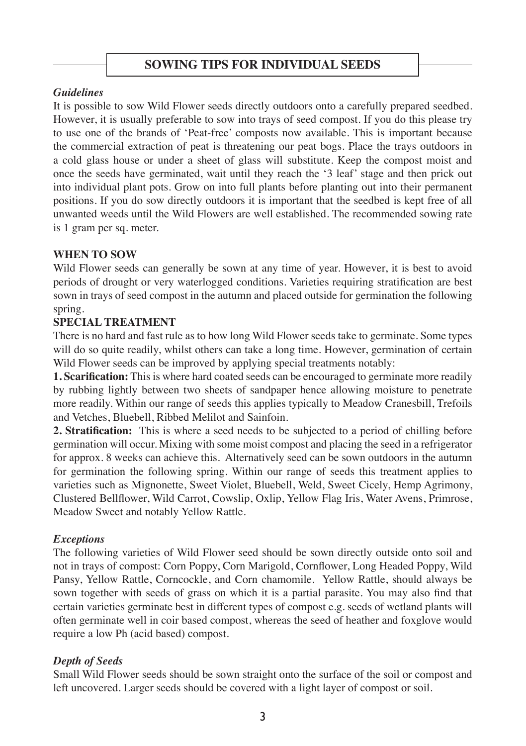## SOWING TIPS FOR INDIVIDUAL SEEDS

***Guidelines***

It is possible to sow Wild Flower seeds directly outdoors onto a carefully prepared seedbed. However, it is usually preferable to sow into trays of seed compost. If you do this please try to use one of the brands of 'Peat-free' composts now available. This is important because the commercial extraction of peat is threatening our peat bogs. Place the trays outdoors in a cold glass house or under a sheet of glass will substitute. Keep the compost moist and once the seeds have germinated, wait until they reach the '3 leaf' stage and then prick out into individual plant pots. Grow on into full plants before planting out into their permanent positions. If you do sow directly outdoors it is important that the seedbed is kept free of all unwanted weeds until the Wild Flowers are well established. The recommended sowing rate is 1 gram per sq. meter.

**WHEN TO SOW**

Wild Flower seeds can generally be sown at any time of year. However, it is best to avoid periods of drought or very waterlogged conditions. Varieties requiring stratification are best sown in trays of seed compost in the autumn and placed outside for germination the following spring.

**SPECIAL TREATMENT**

There is no hard and fast rule as to how long Wild Flower seeds take to germinate. Some types will do so quite readily, whilst others can take a long time. However, germination of certain Wild Flower seeds can be improved by applying special treatments notably:

**1. Scarification:** This is where hard coated seeds can be encouraged to germinate more readily by rubbing lightly between two sheets of sandpaper hence allowing moisture to penetrate more readily. Within our range of seeds this applies typically to Meadow Cranesbill, Trefoils and Vetches, Bluebell, Ribbed Melilot and Sainfoin.

**2. Stratification:** This is where a seed needs to be subjected to a period of chilling before germination will occur. Mixing with some moist compost and placing the seed in a refrigerator for approx. 8 weeks can achieve this. Alternatively seed can be sown outdoors in the autumn for germination the following spring. Within our range of seeds this treatment applies to varieties such as Mignonette, Sweet Violet, Bluebell, Weld, Sweet Cicely, Hemp Agrimony, Clustered Bellflower, Wild Carrot, Cowslip, Oxlip, Yellow Flag Iris, Water Avens, Primrose, Meadow Sweet and notably Yellow Rattle.

***Exceptions***

The following varieties of Wild Flower seed should be sown directly outside onto soil and not in trays of compost: Corn Poppy, Corn Marigold, Cornflower, Long Headed Poppy, Wild Pansy, Yellow Rattle, Corncockle, and Corn chamomile. Yellow Rattle, should always be sown together with seeds of grass on which it is a partial parasite. You may also find that certain varieties germinate best in different types of compost e.g. seeds of wetland plants will often germinate well in coir based compost, whereas the seed of heather and foxglove would require a low Ph (acid based) compost.

***Depth of Seeds***

Small Wild Flower seeds should be sown straight onto the surface of the soil or compost and left uncovered. Larger seeds should be covered with a light layer of compost or soil.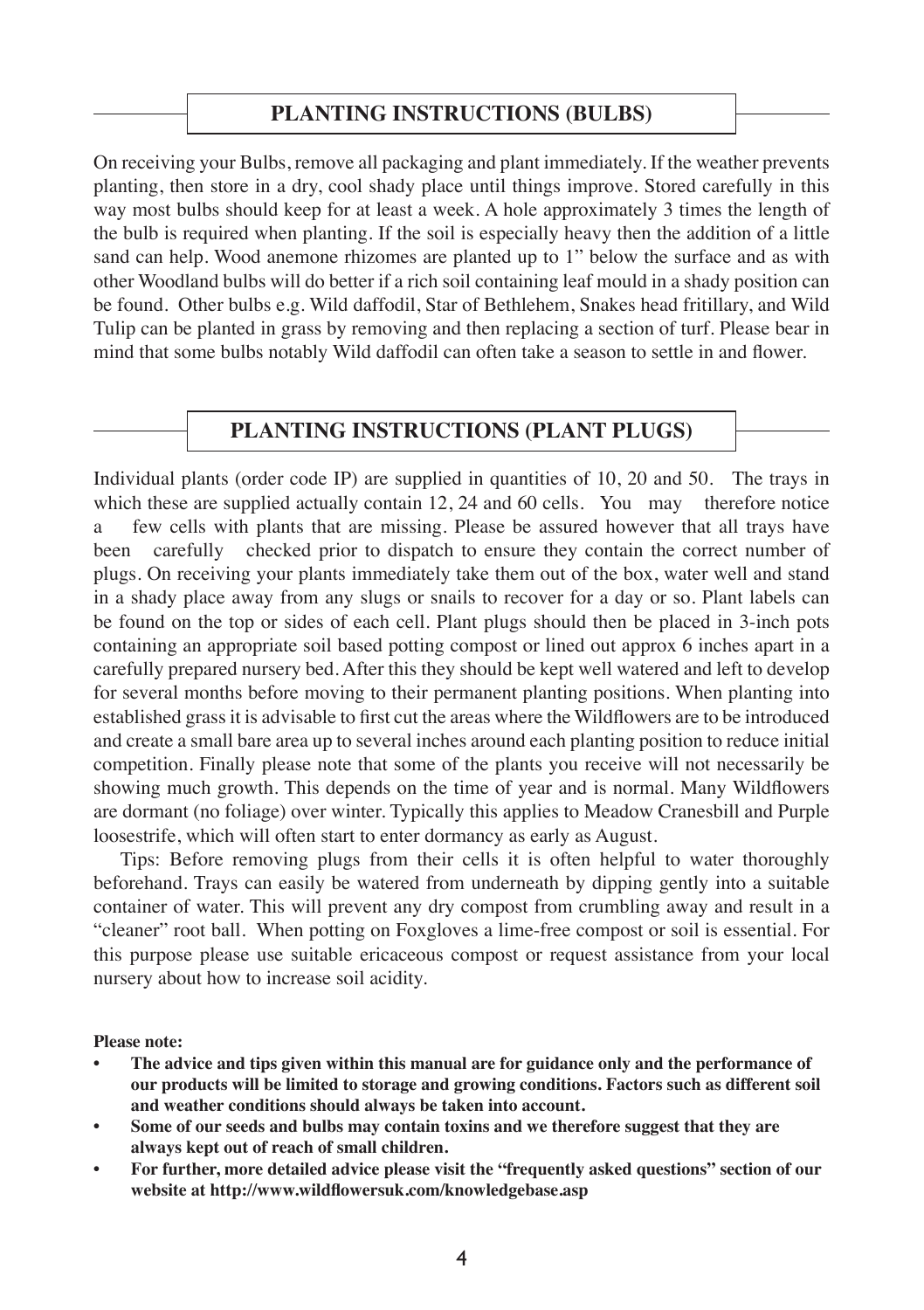## PLANTING INSTRUCTIONS (BULBS)

On receiving your Bulbs, remove all packaging and plant immediately. If the weather prevents planting, then store in a dry, cool shady place until things improve. Stored carefully in this way most bulbs should keep for at least a week. A hole approximately 3 times the length of the bulb is required when planting. If the soil is especially heavy then the addition of a little sand can help. Wood anemone rhizomes are planted up to 1" below the surface and as with other Woodland bulbs will do better if a rich soil containing leaf mould in a shady position can be found. Other bulbs e.g. Wild daffodil, Star of Bethlehem, Snakes head fritillary, and Wild Tulip can be planted in grass by removing and then replacing a section of turf. Please bear in mind that some bulbs notably Wild daffodil can often take a season to settle in and flower.

## PLANTING INSTRUCTIONS (PLANT PLUGS)

Individual plants (order code IP) are supplied in quantities of 10, 20 and 50. The trays in which these are supplied actually contain 12, 24 and 60 cells. You may therefore notice a few cells with plants that are missing. Please be assured however that all trays have been carefully checked prior to dispatch to ensure they contain the correct number of plugs. On receiving your plants immediately take them out of the box, water well and stand in a shady place away from any slugs or snails to recover for a day or so. Plant labels can be found on the top or sides of each cell. Plant plugs should then be placed in 3-inch pots containing an appropriate soil based potting compost or lined out approx 6 inches apart in a carefully prepared nursery bed. After this they should be kept well watered and left to develop for several months before moving to their permanent planting positions. When planting into established grass it is advisable to first cut the areas where the Wildflowers are to be introduced and create a small bare area up to several inches around each planting position to reduce initial competition. Finally please note that some of the plants you receive will not necessarily be showing much growth. This depends on the time of year and is normal. Many Wildflowers are dormant (no foliage) over winter. Typically this applies to Meadow Cranesbill and Purple loosestrife, which will often start to enter dormancy as early as August.

Tips: Before removing plugs from their cells it is often helpful to water thoroughly beforehand. Trays can easily be watered from underneath by dipping gently into a suitable container of water. This will prevent any dry compost from crumbling away and result in a "cleaner" root ball. When potting on Foxgloves a lime-free compost or soil is essential. For this purpose please use suitable ericaceous compost or request assistance from your local nursery about how to increase soil acidity.

**Please note:**

- **The advice and tips given within this manual are for guidance only and the performance of our products will be limited to storage and growing conditions. Factors such as different soil and weather conditions should always be taken into account.**
- **Some of our seeds and bulbs may contain toxins and we therefore suggest that they are always kept out of reach of small children.**
- **For further, more detailed advice please visit the "frequently asked questions" section of our website at http://www.wildflowersuk.com/knowledgebase.asp**